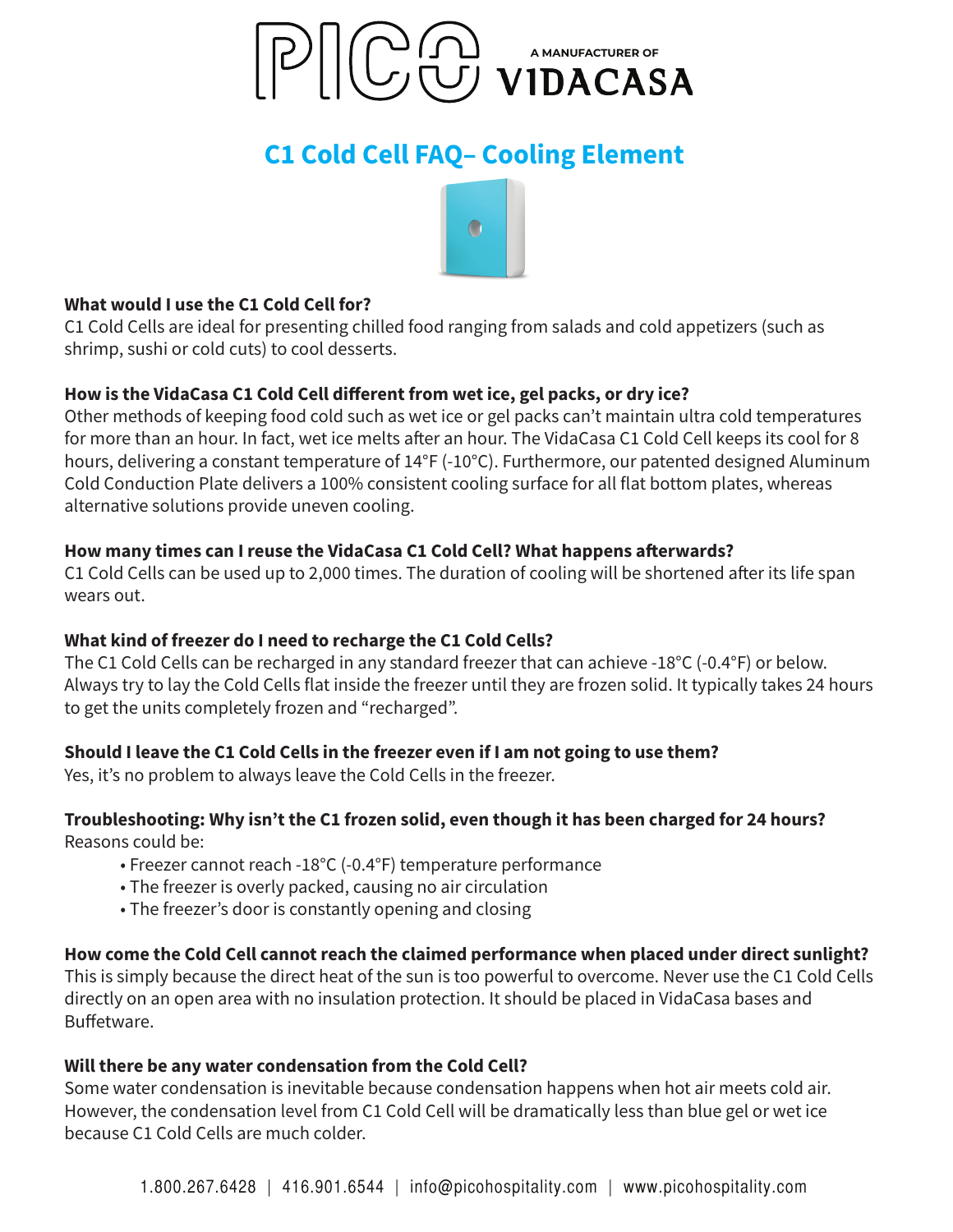PICO A MANUFACTURER OF VIDACASA

# C1 Cold Cell FAQ– Cooling Element

**What would I use the C1 Cold Cell for?**
C1 Cold Cells are ideal for presenting chilled food ranging from salads and cold appetizers (such as shrimp, sushi or cold cuts) to cool desserts.

**How is the VidaCasa C1 Cold Cell different from wet ice, gel packs, or dry ice?**
Other methods of keeping food cold such as wet ice or gel packs can't maintain ultra cold temperatures for more than an hour. In fact, wet ice melts after an hour. The VidaCasa C1 Cold Cell keeps its cool for 8 hours, delivering a constant temperature of 14°F (-10°C). Furthermore, our patented designed Aluminum Cold Conduction Plate delivers a 100% consistent cooling surface for all flat bottom plates, whereas alternative solutions provide uneven cooling.

**How many times can I reuse the VidaCasa C1 Cold Cell? What happens afterwards?**
C1 Cold Cells can be used up to 2,000 times. The duration of cooling will be shortened after its life span wears out.

**What kind of freezer do I need to recharge the C1 Cold Cells?**
The C1 Cold Cells can be recharged in any standard freezer that can achieve -18°C (-0.4°F) or below. Always try to lay the Cold Cells flat inside the freezer until they are frozen solid. It typically takes 24 hours to get the units completely frozen and "recharged".

**Should I leave the C1 Cold Cells in the freezer even if I am not going to use them?**
Yes, it's no problem to always leave the Cold Cells in the freezer.

**Troubleshooting: Why isn't the C1 frozen solid, even though it has been charged for 24 hours?**
Reasons could be:

- Freezer cannot reach -18°C (-0.4°F) temperature performance
- The freezer is overly packed, causing no air circulation
- The freezer's door is constantly opening and closing

**How come the Cold Cell cannot reach the claimed performance when placed under direct sunlight?**
This is simply because the direct heat of the sun is too powerful to overcome. Never use the C1 Cold Cells directly on an open area with no insulation protection. It should be placed in VidaCasa bases and Buffetware.

**Will there be any water condensation from the Cold Cell?**
Some water condensation is inevitable because condensation happens when hot air meets cold air. However, the condensation level from C1 Cold Cell will be dramatically less than blue gel or wet ice because C1 Cold Cells are much colder.

1.800.267.6428 | 416.901.6544 | info@picohospitality.com | www.picohospitality.com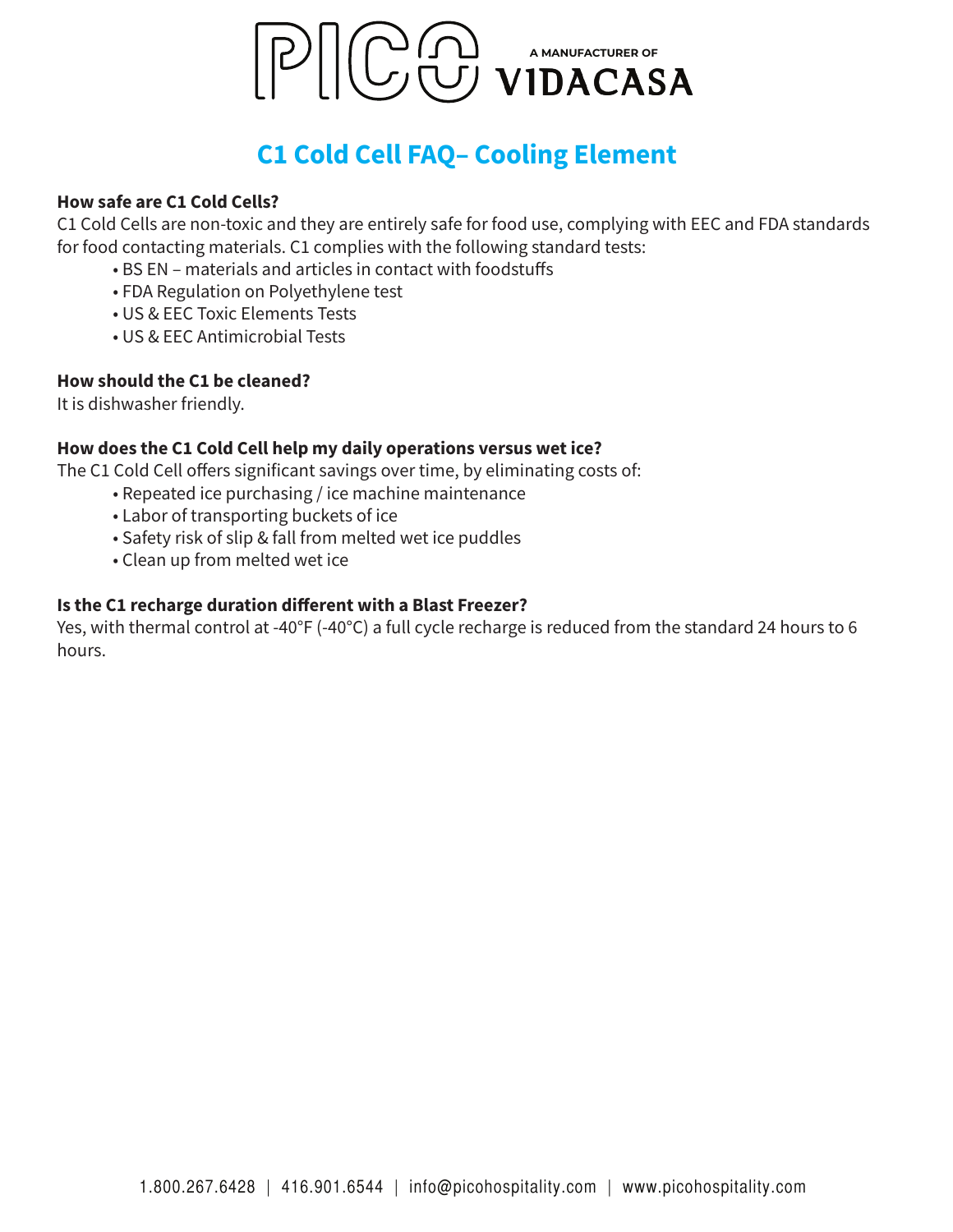PICO A MANUFACTURER OF VIDACASA

# C1 Cold Cell FAQ– Cooling Element

**How safe are C1 Cold Cells?**

C1 Cold Cells are non-toxic and they are entirely safe for food use, complying with EEC and FDA standards for food contacting materials. C1 complies with the following standard tests:

- BS EN – materials and articles in contact with foodstuffs
- FDA Regulation on Polyethylene test
- US & EEC Toxic Elements Tests
- US & EEC Antimicrobial Tests

**How should the C1 be cleaned?**

It is dishwasher friendly.

**How does the C1 Cold Cell help my daily operations versus wet ice?**

The C1 Cold Cell offers significant savings over time, by eliminating costs of:

- Repeated ice purchasing / ice machine maintenance
- Labor of transporting buckets of ice
- Safety risk of slip & fall from melted wet ice puddles
- Clean up from melted wet ice

**Is the C1 recharge duration different with a Blast Freezer?**

Yes, with thermal control at -40°F (-40°C) a full cycle recharge is reduced from the standard 24 hours to 6 hours.

1.800.267.6428 | 416.901.6544 | info@picohospitality.com | www.picohospitality.com